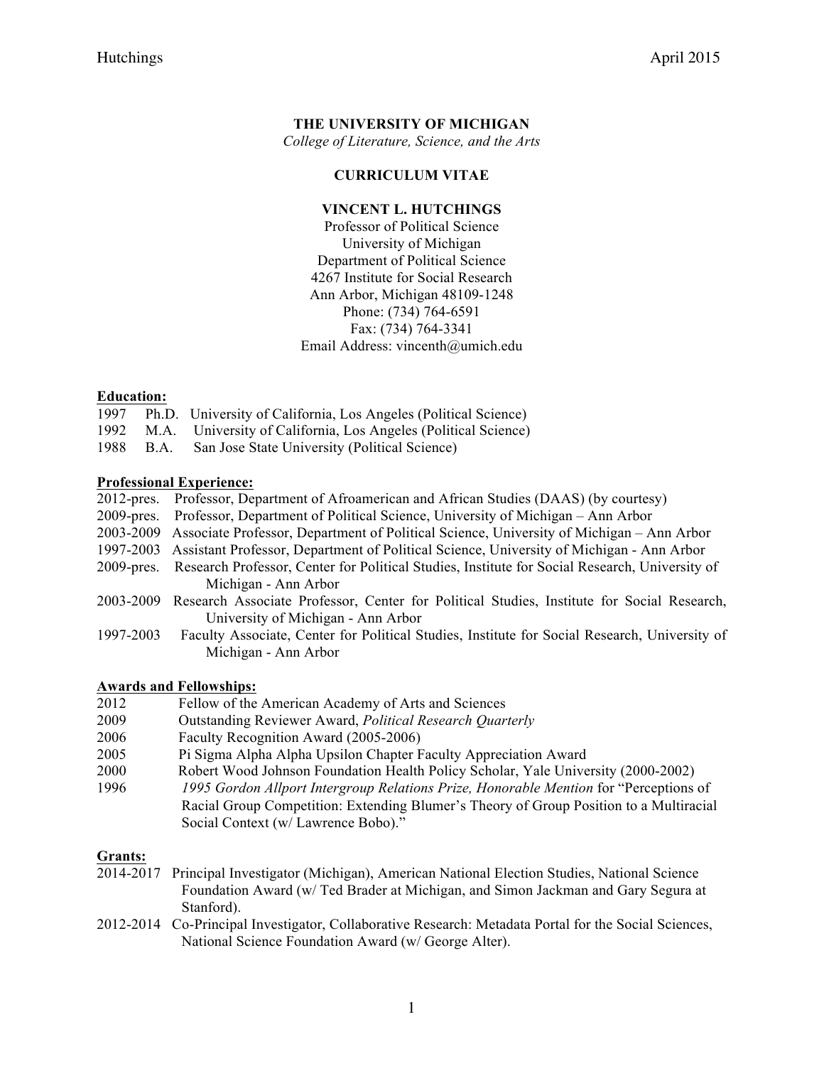**THE UNIVERSITY OF MICHIGAN**

*College of Literature, Science, and the Arts*

**CURRICULUM VITAE**

**VINCENT L. HUTCHINGS**

Professor of Political Science
University of Michigan
Department of Political Science
4267 Institute for Social Research
Ann Arbor, Michigan 48109-1248
Phone: (734) 764-6591
Fax: (734) 764-3341
Email Address: vincenth@umich.edu

## Education:

1997 Ph.D. University of California, Los Angeles (Political Science)
1992 M.A. University of California, Los Angeles (Political Science)
1988 B.A. San Jose State University (Political Science)

## Professional Experience:

2012-pres. Professor, Department of Afroamerican and African Studies (DAAS) (by courtesy)
2009-pres. Professor, Department of Political Science, University of Michigan – Ann Arbor
2003-2009 Associate Professor, Department of Political Science, University of Michigan – Ann Arbor
1997-2003 Assistant Professor, Department of Political Science, University of Michigan - Ann Arbor
2009-pres. Research Professor, Center for Political Studies, Institute for Social Research, University of Michigan - Ann Arbor
2003-2009 Research Associate Professor, Center for Political Studies, Institute for Social Research, University of Michigan - Ann Arbor
1997-2003 Faculty Associate, Center for Political Studies, Institute for Social Research, University of Michigan - Ann Arbor

## Awards and Fellowships:

2012 Fellow of the American Academy of Arts and Sciences
2009 Outstanding Reviewer Award, *Political Research Quarterly*
2006 Faculty Recognition Award (2005-2006)
2005 Pi Sigma Alpha Alpha Upsilon Chapter Faculty Appreciation Award
2000 Robert Wood Johnson Foundation Health Policy Scholar, Yale University (2000-2002)
1996 *1995 Gordon Allport Intergroup Relations Prize, Honorable Mention* for "Perceptions of Racial Group Competition: Extending Blumer's Theory of Group Position to a Multiracial Social Context (w/ Lawrence Bobo)."

## Grants:

2014-2017 Principal Investigator (Michigan), American National Election Studies, National Science Foundation Award (w/ Ted Brader at Michigan, and Simon Jackman and Gary Segura at Stanford).
2012-2014 Co-Principal Investigator, Collaborative Research: Metadata Portal for the Social Sciences, National Science Foundation Award (w/ George Alter).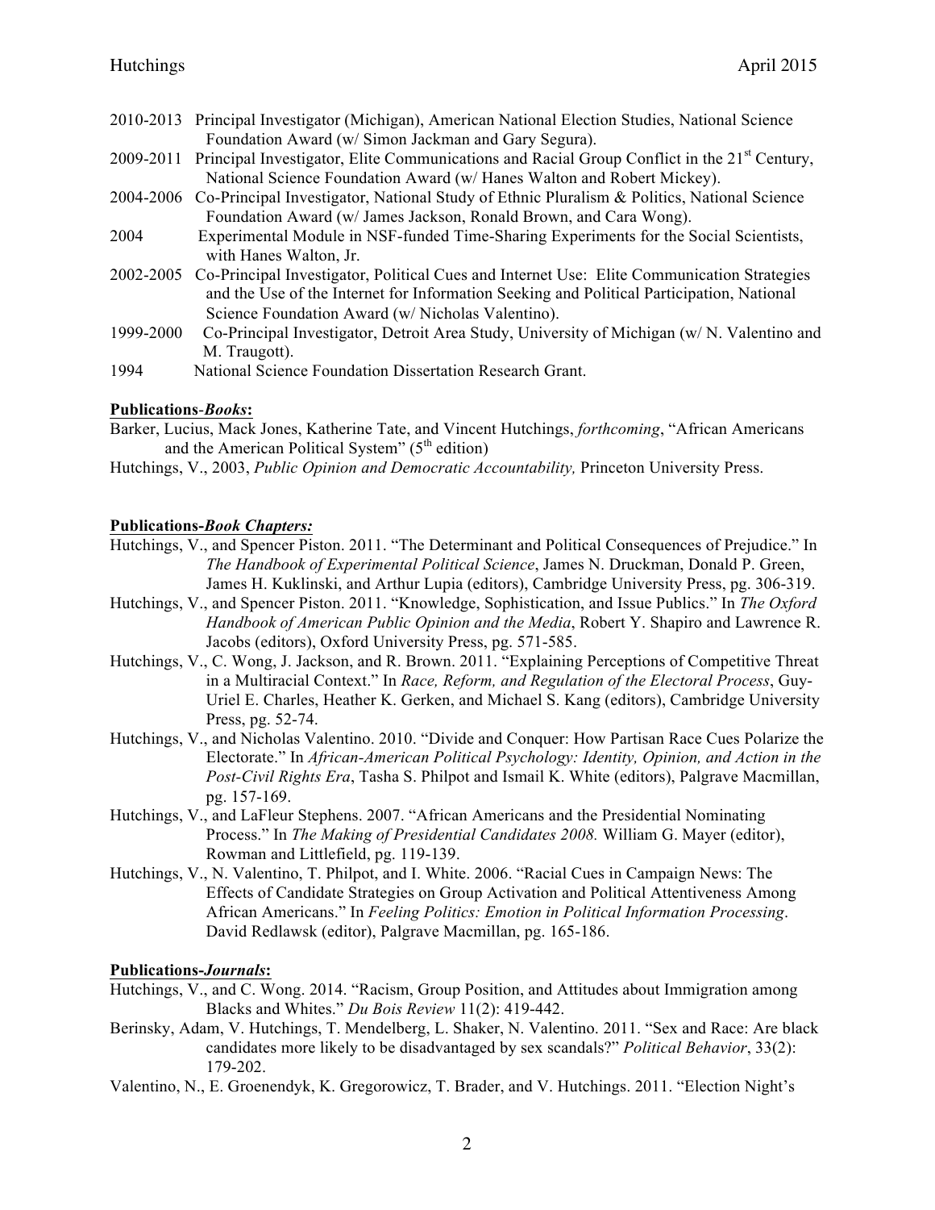2010-2013 Principal Investigator (Michigan), American National Election Studies, National Science Foundation Award (w/ Simon Jackman and Gary Segura).

2009-2011 Principal Investigator, Elite Communications and Racial Group Conflict in the 21st Century, National Science Foundation Award (w/ Hanes Walton and Robert Mickey).

2004-2006 Co-Principal Investigator, National Study of Ethnic Pluralism & Politics, National Science Foundation Award (w/ James Jackson, Ronald Brown, and Cara Wong).

2004 Experimental Module in NSF-funded Time-Sharing Experiments for the Social Scientists, with Hanes Walton, Jr.

2002-2005 Co-Principal Investigator, Political Cues and Internet Use: Elite Communication Strategies and the Use of the Internet for Information Seeking and Political Participation, National Science Foundation Award (w/ Nicholas Valentino).

1999-2000 Co-Principal Investigator, Detroit Area Study, University of Michigan (w/ N. Valentino and M. Traugott).

1994 National Science Foundation Dissertation Research Grant.

**Publications-*Books*:**

Barker, Lucius, Mack Jones, Katherine Tate, and Vincent Hutchings, *forthcoming*, "African Americans and the American Political System" (5th edition)

Hutchings, V., 2003, *Public Opinion and Democratic Accountability,* Princeton University Press.

**Publications-*Book Chapters:***

Hutchings, V., and Spencer Piston. 2011. "The Determinant and Political Consequences of Prejudice." In *The Handbook of Experimental Political Science*, James N. Druckman, Donald P. Green, James H. Kuklinski, and Arthur Lupia (editors), Cambridge University Press, pg. 306-319.

Hutchings, V., and Spencer Piston. 2011. "Knowledge, Sophistication, and Issue Publics." In *The Oxford Handbook of American Public Opinion and the Media*, Robert Y. Shapiro and Lawrence R. Jacobs (editors), Oxford University Press, pg. 571-585.

Hutchings, V., C. Wong, J. Jackson, and R. Brown. 2011. "Explaining Perceptions of Competitive Threat in a Multiracial Context." In *Race, Reform, and Regulation of the Electoral Process*, Guy-Uriel E. Charles, Heather K. Gerken, and Michael S. Kang (editors), Cambridge University Press, pg. 52-74.

Hutchings, V., and Nicholas Valentino. 2010. "Divide and Conquer: How Partisan Race Cues Polarize the Electorate." In *African-American Political Psychology: Identity, Opinion, and Action in the Post-Civil Rights Era*, Tasha S. Philpot and Ismail K. White (editors), Palgrave Macmillan, pg. 157-169.

Hutchings, V., and LaFleur Stephens. 2007. "African Americans and the Presidential Nominating Process." In *The Making of Presidential Candidates 2008.* William G. Mayer (editor), Rowman and Littlefield, pg. 119-139.

Hutchings, V., N. Valentino, T. Philpot, and I. White. 2006. "Racial Cues in Campaign News: The Effects of Candidate Strategies on Group Activation and Political Attentiveness Among African Americans." In *Feeling Politics: Emotion in Political Information Processing*. David Redlawsk (editor), Palgrave Macmillan, pg. 165-186.

**Publications-*Journals*:**

Hutchings, V., and C. Wong. 2014. "Racism, Group Position, and Attitudes about Immigration among Blacks and Whites." *Du Bois Review* 11(2): 419-442.

Berinsky, Adam, V. Hutchings, T. Mendelberg, L. Shaker, N. Valentino. 2011. "Sex and Race: Are black candidates more likely to be disadvantaged by sex scandals?" *Political Behavior*, 33(2): 179-202.

Valentino, N., E. Groenendyk, K. Gregorowicz, T. Brader, and V. Hutchings. 2011. "Election Night's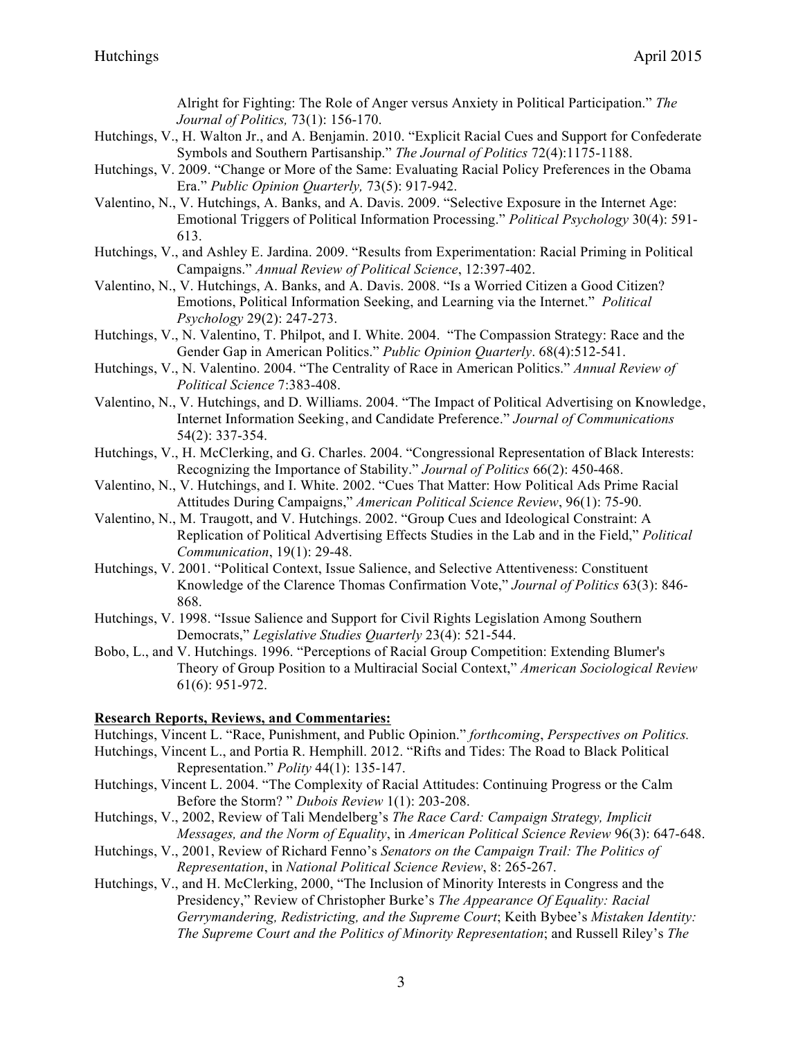Alright for Fighting: The Role of Anger versus Anxiety in Political Participation." *The Journal of Politics,* 73(1): 156-170.

Hutchings, V., H. Walton Jr., and A. Benjamin. 2010. "Explicit Racial Cues and Support for Confederate Symbols and Southern Partisanship." *The Journal of Politics* 72(4):1175-1188.

Hutchings, V. 2009. "Change or More of the Same: Evaluating Racial Policy Preferences in the Obama Era." *Public Opinion Quarterly,* 73(5): 917-942.

Valentino, N., V. Hutchings, A. Banks, and A. Davis. 2009. "Selective Exposure in the Internet Age: Emotional Triggers of Political Information Processing." *Political Psychology* 30(4): 591-613.

Hutchings, V., and Ashley E. Jardina. 2009. "Results from Experimentation: Racial Priming in Political Campaigns." *Annual Review of Political Science*, 12:397-402.

Valentino, N., V. Hutchings, A. Banks, and A. Davis. 2008. "Is a Worried Citizen a Good Citizen? Emotions, Political Information Seeking, and Learning via the Internet." *Political Psychology* 29(2): 247-273.

Hutchings, V., N. Valentino, T. Philpot, and I. White. 2004. "The Compassion Strategy: Race and the Gender Gap in American Politics." *Public Opinion Quarterly*. 68(4):512-541.

Hutchings, V., N. Valentino. 2004. "The Centrality of Race in American Politics." *Annual Review of Political Science* 7:383-408.

Valentino, N., V. Hutchings, and D. Williams. 2004. "The Impact of Political Advertising on Knowledge, Internet Information Seeking, and Candidate Preference." *Journal of Communications* 54(2): 337-354.

Hutchings, V., H. McClerking, and G. Charles. 2004. "Congressional Representation of Black Interests: Recognizing the Importance of Stability." *Journal of Politics* 66(2): 450-468.

Valentino, N., V. Hutchings, and I. White. 2002. "Cues That Matter: How Political Ads Prime Racial Attitudes During Campaigns," *American Political Science Review*, 96(1): 75-90.

Valentino, N., M. Traugott, and V. Hutchings. 2002. "Group Cues and Ideological Constraint: A Replication of Political Advertising Effects Studies in the Lab and in the Field," *Political Communication*, 19(1): 29-48.

Hutchings, V. 2001. "Political Context, Issue Salience, and Selective Attentiveness: Constituent Knowledge of the Clarence Thomas Confirmation Vote," *Journal of Politics* 63(3): 846-868.

Hutchings, V. 1998. "Issue Salience and Support for Civil Rights Legislation Among Southern Democrats," *Legislative Studies Quarterly* 23(4): 521-544.

Bobo, L., and V. Hutchings. 1996. "Perceptions of Racial Group Competition: Extending Blumer's Theory of Group Position to a Multiracial Social Context," *American Sociological Review* 61(6): 951-972.

**Research Reports, Reviews, and Commentaries:**

Hutchings, Vincent L. "Race, Punishment, and Public Opinion." *forthcoming*, *Perspectives on Politics.*

Hutchings, Vincent L., and Portia R. Hemphill. 2012. "Rifts and Tides: The Road to Black Political Representation." *Polity* 44(1): 135-147.

Hutchings, Vincent L. 2004. "The Complexity of Racial Attitudes: Continuing Progress or the Calm Before the Storm? " *Dubois Review* 1(1): 203-208.

Hutchings, V., 2002, Review of Tali Mendelberg's *The Race Card: Campaign Strategy, Implicit Messages, and the Norm of Equality*, in *American Political Science Review* 96(3): 647-648.

Hutchings, V., 2001, Review of Richard Fenno's *Senators on the Campaign Trail: The Politics of Representation*, in *National Political Science Review*, 8: 265-267.

Hutchings, V., and H. McClerking, 2000, "The Inclusion of Minority Interests in Congress and the Presidency," Review of Christopher Burke's *The Appearance Of Equality: Racial Gerrymandering, Redistricting, and the Supreme Court*; Keith Bybee's *Mistaken Identity: The Supreme Court and the Politics of Minority Representation*; and Russell Riley's *The*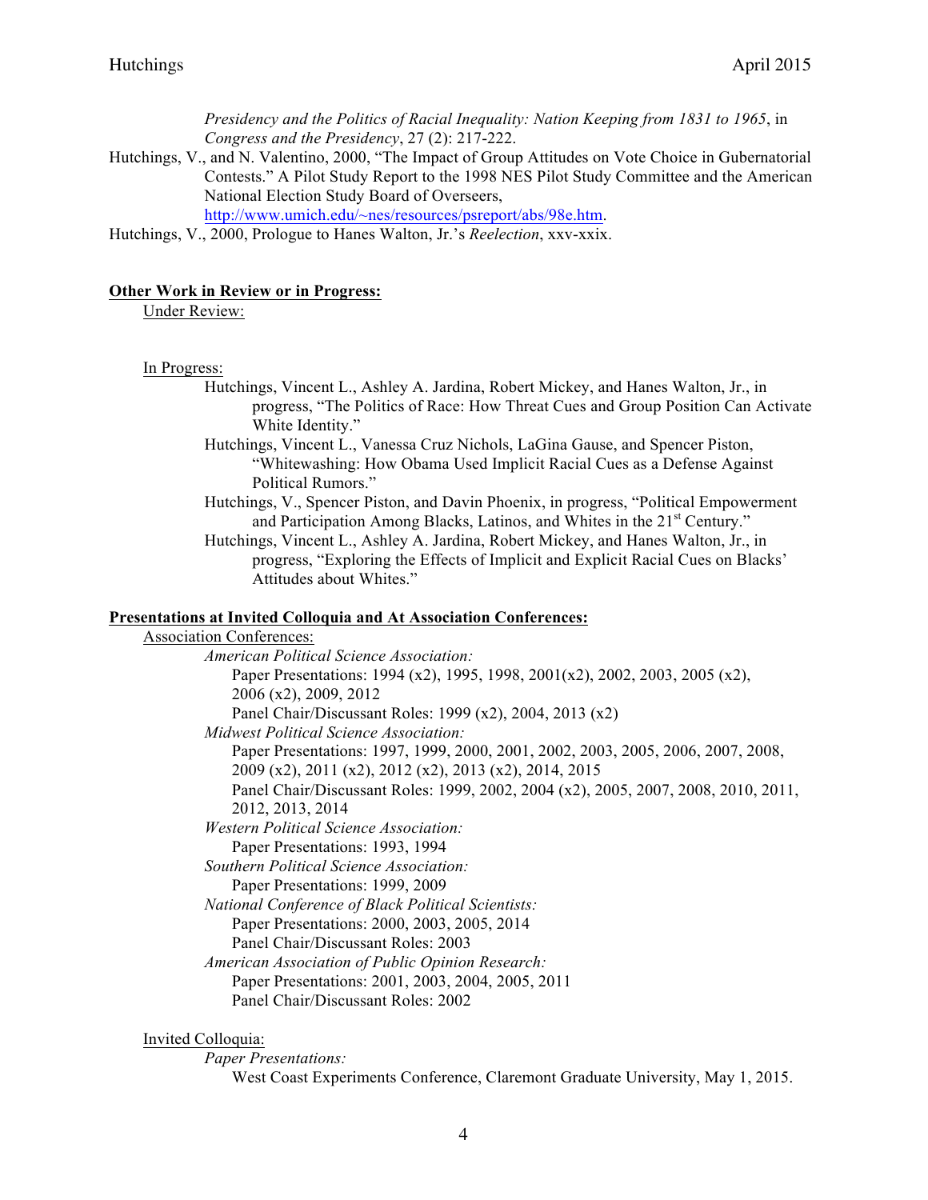*Presidency and the Politics of Racial Inequality: Nation Keeping from 1831 to 1965*, in *Congress and the Presidency*, 27 (2): 217-222.

Hutchings, V., and N. Valentino, 2000, "The Impact of Group Attitudes on Vote Choice in Gubernatorial Contests." A Pilot Study Report to the 1998 NES Pilot Study Committee and the American National Election Study Board of Overseers, http://www.umich.edu/~nes/resources/psreport/abs/98e.htm.

Hutchings, V., 2000, Prologue to Hanes Walton, Jr.'s *Reelection*, xxv-xxix.

**Other Work in Review or in Progress:**

Under Review:

In Progress:

Hutchings, Vincent L., Ashley A. Jardina, Robert Mickey, and Hanes Walton, Jr., in progress, "The Politics of Race: How Threat Cues and Group Position Can Activate White Identity."

Hutchings, Vincent L., Vanessa Cruz Nichols, LaGina Gause, and Spencer Piston, "Whitewashing: How Obama Used Implicit Racial Cues as a Defense Against Political Rumors."

Hutchings, V., Spencer Piston, and Davin Phoenix, in progress, "Political Empowerment and Participation Among Blacks, Latinos, and Whites in the 21st Century."

Hutchings, Vincent L., Ashley A. Jardina, Robert Mickey, and Hanes Walton, Jr., in progress, "Exploring the Effects of Implicit and Explicit Racial Cues on Blacks' Attitudes about Whites."

**Presentations at Invited Colloquia and At Association Conferences:**

Association Conferences:

*American Political Science Association:*

Paper Presentations: 1994 (x2), 1995, 1998, 2001(x2), 2002, 2003, 2005 (x2), 2006 (x2), 2009, 2012

Panel Chair/Discussant Roles: 1999 (x2), 2004, 2013 (x2)

*Midwest Political Science Association:*

Paper Presentations: 1997, 1999, 2000, 2001, 2002, 2003, 2005, 2006, 2007, 2008, 2009 (x2), 2011 (x2), 2012 (x2), 2013 (x2), 2014, 2015

Panel Chair/Discussant Roles: 1999, 2002, 2004 (x2), 2005, 2007, 2008, 2010, 2011, 2012, 2013, 2014

*Western Political Science Association:*

Paper Presentations: 1993, 1994

*Southern Political Science Association:*

Paper Presentations: 1999, 2009

*National Conference of Black Political Scientists:*

Paper Presentations: 2000, 2003, 2005, 2014

Panel Chair/Discussant Roles: 2003

*American Association of Public Opinion Research:*

Paper Presentations: 2001, 2003, 2004, 2005, 2011

Panel Chair/Discussant Roles: 2002

Invited Colloquia:

*Paper Presentations:*

West Coast Experiments Conference, Claremont Graduate University, May 1, 2015.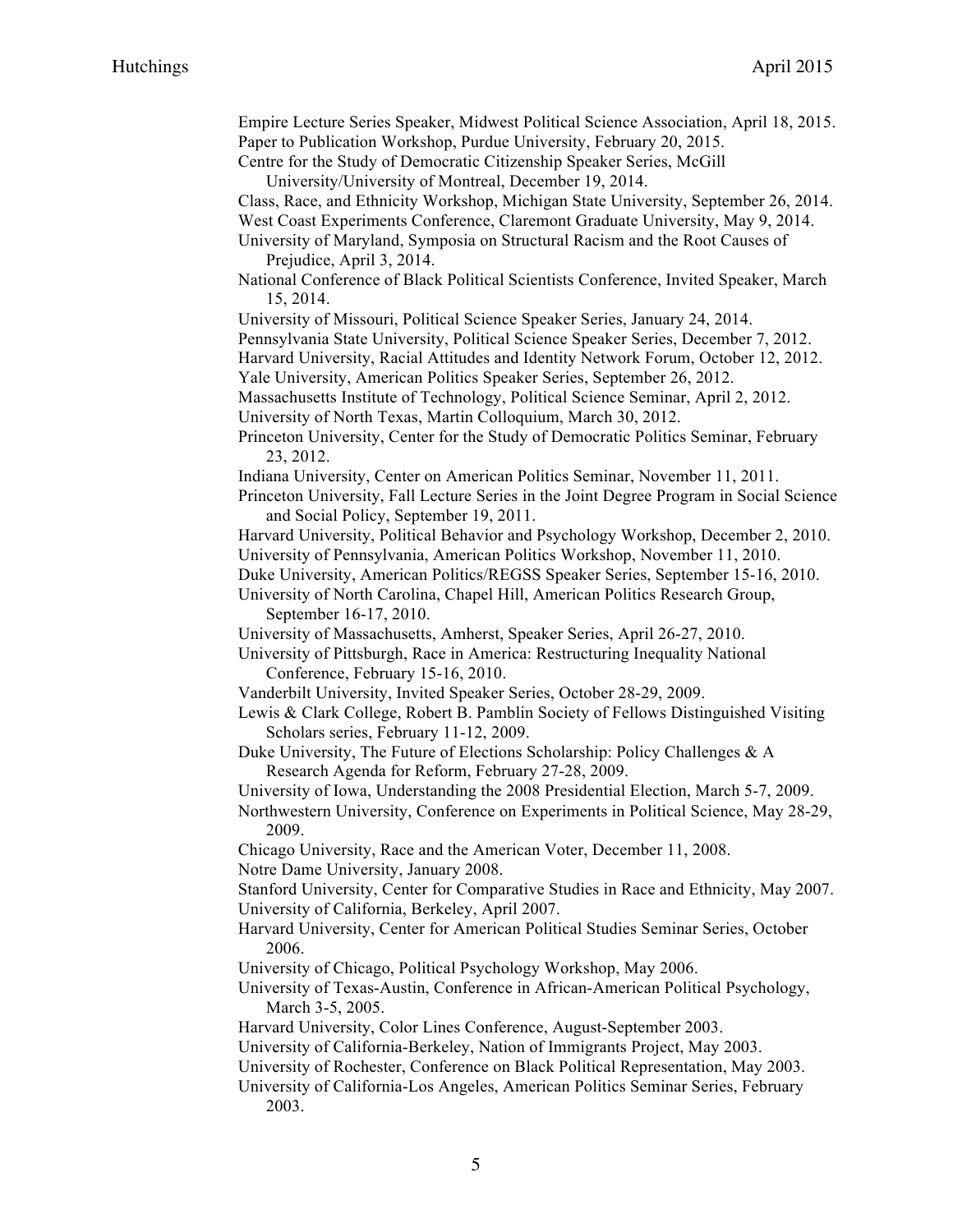Empire Lecture Series Speaker, Midwest Political Science Association, April 18, 2015.
Paper to Publication Workshop, Purdue University, February 20, 2015.
Centre for the Study of Democratic Citizenship Speaker Series, McGill University/University of Montreal, December 19, 2014.
Class, Race, and Ethnicity Workshop, Michigan State University, September 26, 2014.
West Coast Experiments Conference, Claremont Graduate University, May 9, 2014.
University of Maryland, Symposia on Structural Racism and the Root Causes of Prejudice, April 3, 2014.
National Conference of Black Political Scientists Conference, Invited Speaker, March 15, 2014.
University of Missouri, Political Science Speaker Series, January 24, 2014.
Pennsylvania State University, Political Science Speaker Series, December 7, 2012.
Harvard University, Racial Attitudes and Identity Network Forum, October 12, 2012.
Yale University, American Politics Speaker Series, September 26, 2012.
Massachusetts Institute of Technology, Political Science Seminar, April 2, 2012.
University of North Texas, Martin Colloquium, March 30, 2012.
Princeton University, Center for the Study of Democratic Politics Seminar, February 23, 2012.
Indiana University, Center on American Politics Seminar, November 11, 2011.
Princeton University, Fall Lecture Series in the Joint Degree Program in Social Science and Social Policy, September 19, 2011.
Harvard University, Political Behavior and Psychology Workshop, December 2, 2010.
University of Pennsylvania, American Politics Workshop, November 11, 2010.
Duke University, American Politics/REGSS Speaker Series, September 15-16, 2010.
University of North Carolina, Chapel Hill, American Politics Research Group, September 16-17, 2010.
University of Massachusetts, Amherst, Speaker Series, April 26-27, 2010.
University of Pittsburgh, Race in America: Restructuring Inequality National Conference, February 15-16, 2010.
Vanderbilt University, Invited Speaker Series, October 28-29, 2009.
Lewis & Clark College, Robert B. Pamblin Society of Fellows Distinguished Visiting Scholars series, February 11-12, 2009.
Duke University, The Future of Elections Scholarship: Policy Challenges & A Research Agenda for Reform, February 27-28, 2009.
University of Iowa, Understanding the 2008 Presidential Election, March 5-7, 2009.
Northwestern University, Conference on Experiments in Political Science, May 28-29, 2009.
Chicago University, Race and the American Voter, December 11, 2008.
Notre Dame University, January 2008.
Stanford University, Center for Comparative Studies in Race and Ethnicity, May 2007.
University of California, Berkeley, April 2007.
Harvard University, Center for American Political Studies Seminar Series, October 2006.
University of Chicago, Political Psychology Workshop, May 2006.
University of Texas-Austin, Conference in African-American Political Psychology, March 3-5, 2005.
Harvard University, Color Lines Conference, August-September 2003.
University of California-Berkeley, Nation of Immigrants Project, May 2003.
University of Rochester, Conference on Black Political Representation, May 2003.
University of California-Los Angeles, American Politics Seminar Series, February 2003.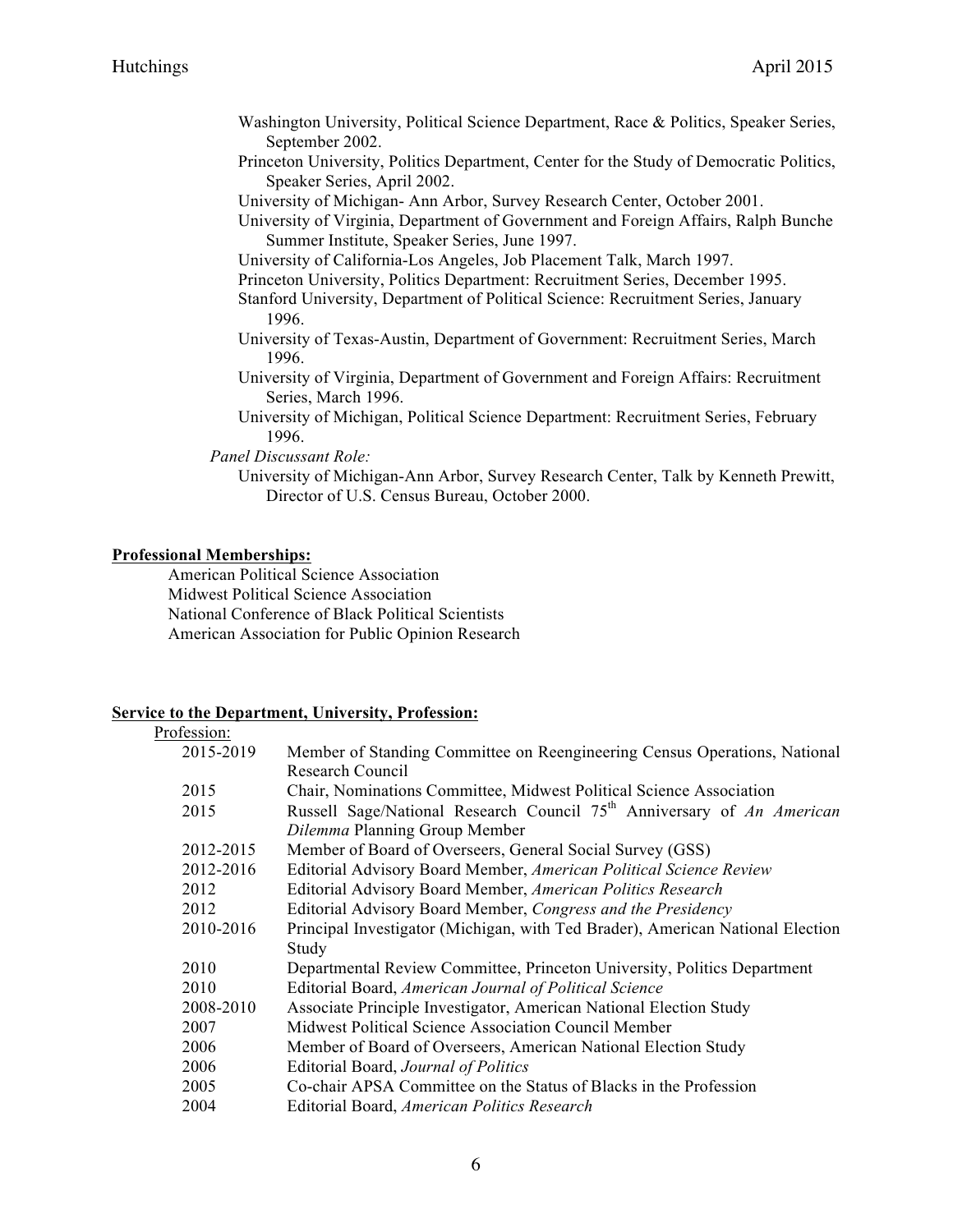Washington University, Political Science Department, Race & Politics, Speaker Series, September 2002.

Princeton University, Politics Department, Center for the Study of Democratic Politics, Speaker Series, April 2002.

University of Michigan- Ann Arbor, Survey Research Center, October 2001.

University of Virginia, Department of Government and Foreign Affairs, Ralph Bunche Summer Institute, Speaker Series, June 1997.

University of California-Los Angeles, Job Placement Talk, March 1997.

Princeton University, Politics Department: Recruitment Series, December 1995.

Stanford University, Department of Political Science: Recruitment Series, January 1996.

University of Texas-Austin, Department of Government: Recruitment Series, March 1996.

University of Virginia, Department of Government and Foreign Affairs: Recruitment Series, March 1996.

University of Michigan, Political Science Department: Recruitment Series, February 1996.

*Panel Discussant Role:*

University of Michigan-Ann Arbor, Survey Research Center, Talk by Kenneth Prewitt, Director of U.S. Census Bureau, October 2000.

**Professional Memberships:**

American Political Science Association
Midwest Political Science Association
National Conference of Black Political Scientists
American Association for Public Opinion Research

**Service to the Department, University, Profession:**

Profession:

| | |
|---|---|
| 2015-2019 | Member of Standing Committee on Reengineering Census Operations, National Research Council |
| 2015 | Chair, Nominations Committee, Midwest Political Science Association |
| 2015 | Russell Sage/National Research Council 75th Anniversary of *An American Dilemma* Planning Group Member |
| 2012-2015 | Member of Board of Overseers, General Social Survey (GSS) |
| 2012-2016 | Editorial Advisory Board Member, *American Political Science Review* |
| 2012 | Editorial Advisory Board Member, *American Politics Research* |
| 2012 | Editorial Advisory Board Member, *Congress and the Presidency* |
| 2010-2016 | Principal Investigator (Michigan, with Ted Brader), American National Election Study |
| 2010 | Departmental Review Committee, Princeton University, Politics Department |
| 2010 | Editorial Board, *American Journal of Political Science* |
| 2008-2010 | Associate Principle Investigator, American National Election Study |
| 2007 | Midwest Political Science Association Council Member |
| 2006 | Member of Board of Overseers, American National Election Study |
| 2006 | Editorial Board, *Journal of Politics* |
| 2005 | Co-chair APSA Committee on the Status of Blacks in the Profession |
| 2004 | Editorial Board, *American Politics Research* |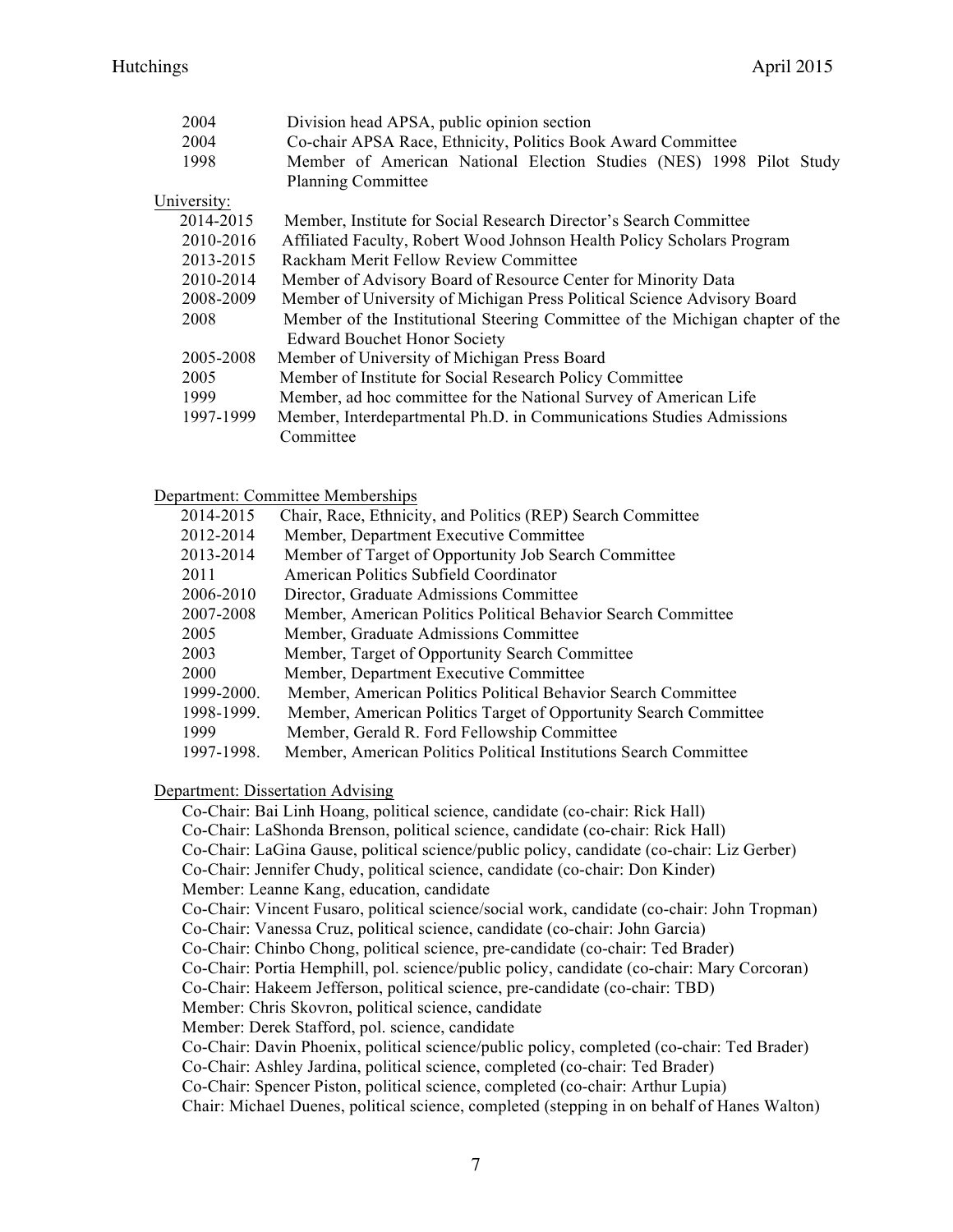| | |
|---|---|
| 2004 | Division head APSA, public opinion section |
| 2004 | Co-chair APSA Race, Ethnicity, Politics Book Award Committee |
| 1998 | Member of American National Election Studies (NES) 1998 Pilot Study Planning Committee |

University:

| | |
|---|---|
| 2014-2015 | Member, Institute for Social Research Director's Search Committee |
| 2010-2016 | Affiliated Faculty, Robert Wood Johnson Health Policy Scholars Program |
| 2013-2015 | Rackham Merit Fellow Review Committee |
| 2010-2014 | Member of Advisory Board of Resource Center for Minority Data |
| 2008-2009 | Member of University of Michigan Press Political Science Advisory Board |
| 2008 | Member of the Institutional Steering Committee of the Michigan chapter of the Edward Bouchet Honor Society |
| 2005-2008 | Member of University of Michigan Press Board |
| 2005 | Member of Institute for Social Research Policy Committee |
| 1999 | Member, ad hoc committee for the National Survey of American Life |
| 1997-1999 | Member, Interdepartmental Ph.D. in Communications Studies Admissions Committee |

Department: Committee Memberships

| | |
|---|---|
| 2014-2015 | Chair, Race, Ethnicity, and Politics (REP) Search Committee |
| 2012-2014 | Member, Department Executive Committee |
| 2013-2014 | Member of Target of Opportunity Job Search Committee |
| 2011 | American Politics Subfield Coordinator |
| 2006-2010 | Director, Graduate Admissions Committee |
| 2007-2008 | Member, American Politics Political Behavior Search Committee |
| 2005 | Member, Graduate Admissions Committee |
| 2003 | Member, Target of Opportunity Search Committee |
| 2000 | Member, Department Executive Committee |
| 1999-2000. | Member, American Politics Political Behavior Search Committee |
| 1998-1999. | Member, American Politics Target of Opportunity Search Committee |
| 1999 | Member, Gerald R. Ford Fellowship Committee |
| 1997-1998. | Member, American Politics Political Institutions Search Committee |

Department: Dissertation Advising

Co-Chair: Bai Linh Hoang, political science, candidate (co-chair: Rick Hall)
Co-Chair: LaShonda Brenson, political science, candidate (co-chair: Rick Hall)
Co-Chair: LaGina Gause, political science/public policy, candidate (co-chair: Liz Gerber)
Co-Chair: Jennifer Chudy, political science, candidate (co-chair: Don Kinder)
Member: Leanne Kang, education, candidate
Co-Chair: Vincent Fusaro, political science/social work, candidate (co-chair: John Tropman)
Co-Chair: Vanessa Cruz, political science, candidate (co-chair: John Garcia)
Co-Chair: Chinbo Chong, political science, pre-candidate (co-chair: Ted Brader)
Co-Chair: Portia Hemphill, pol. science/public policy, candidate (co-chair: Mary Corcoran)
Co-Chair: Hakeem Jefferson, political science, pre-candidate (co-chair: TBD)
Member: Chris Skovron, political science, candidate
Member: Derek Stafford, pol. science, candidate
Co-Chair: Davin Phoenix, political science/public policy, completed (co-chair: Ted Brader)
Co-Chair: Ashley Jardina, political science, completed (co-chair: Ted Brader)
Co-Chair: Spencer Piston, political science, completed (co-chair: Arthur Lupia)
Chair: Michael Duenes, political science, completed (stepping in on behalf of Hanes Walton)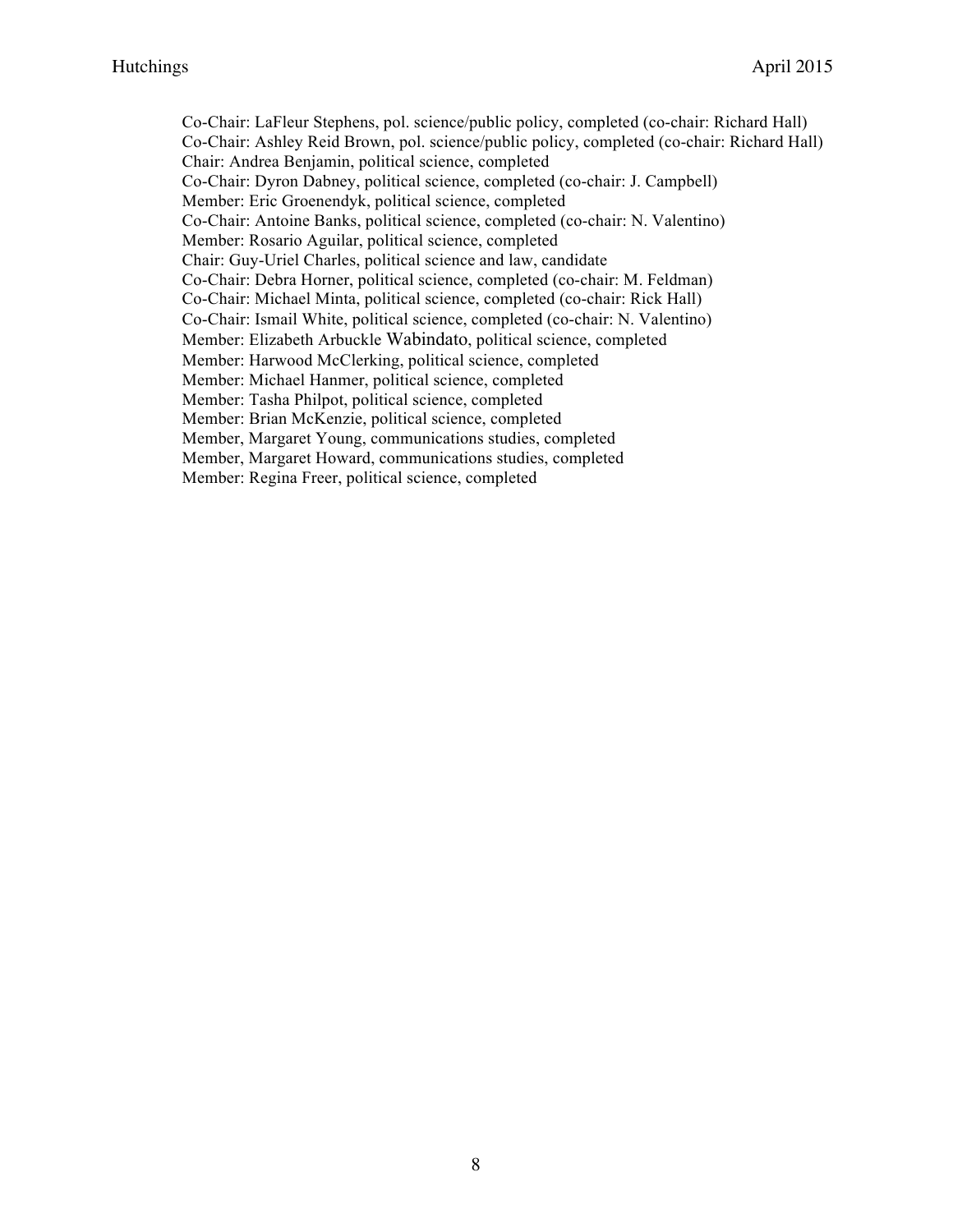Co-Chair: LaFleur Stephens, pol. science/public policy, completed (co-chair: Richard Hall)
Co-Chair: Ashley Reid Brown, pol. science/public policy, completed (co-chair: Richard Hall)
Chair: Andrea Benjamin, political science, completed
Co-Chair: Dyron Dabney, political science, completed (co-chair: J. Campbell)
Member: Eric Groenendyk, political science, completed
Co-Chair: Antoine Banks, political science, completed (co-chair: N. Valentino)
Member: Rosario Aguilar, political science, completed
Chair: Guy-Uriel Charles, political science and law, candidate
Co-Chair: Debra Horner, political science, completed (co-chair: M. Feldman)
Co-Chair: Michael Minta, political science, completed (co-chair: Rick Hall)
Co-Chair: Ismail White, political science, completed (co-chair: N. Valentino)
Member: Elizabeth Arbuckle Wabindato, political science, completed
Member: Harwood McClerking, political science, completed
Member: Michael Hanmer, political science, completed
Member: Tasha Philpot, political science, completed
Member: Brian McKenzie, political science, completed
Member, Margaret Young, communications studies, completed
Member, Margaret Howard, communications studies, completed
Member: Regina Freer, political science, completed